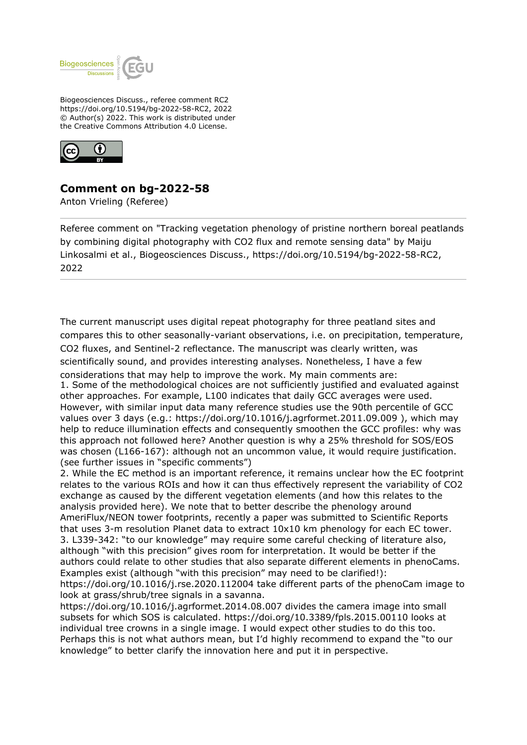Biogeosciences Discuss., referee comment RC2
https://doi.org/10.5194/bg-2022-58-RC2, 2022
© Author(s) 2022. This work is distributed under
the Creative Commons Attribution 4.0 License.

# Comment on bg-2022-58

Anton Vrieling (Referee)

---

Referee comment on "Tracking vegetation phenology of pristine northern boreal peatlands by combining digital photography with CO2 flux and remote sensing data" by Maiju Linkosalmi et al., Biogeosciences Discuss., https://doi.org/10.5194/bg-2022-58-RC2, 2022

---

The current manuscript uses digital repeat photography for three peatland sites and compares this to other seasonally-variant observations, i.e. on precipitation, temperature, CO2 fluxes, and Sentinel-2 reflectance. The manuscript was clearly written, was scientifically sound, and provides interesting analyses. Nonetheless, I have a few considerations that may help to improve the work. My main comments are:

1. Some of the methodological choices are not sufficiently justified and evaluated against other approaches. For example, L100 indicates that daily GCC averages were used. However, with similar input data many reference studies use the 90th percentile of GCC values over 3 days (e.g.: https://doi.org/10.1016/j.agrformet.2011.09.009 ), which may help to reduce illumination effects and consequently smoothen the GCC profiles: why was this approach not followed here? Another question is why a 25% threshold for SOS/EOS was chosen (L166-167): although not an uncommon value, it would require justification. (see further issues in "specific comments")
2. While the EC method is an important reference, it remains unclear how the EC footprint relates to the various ROIs and how it can thus effectively represent the variability of CO2 exchange as caused by the different vegetation elements (and how this relates to the analysis provided here). We note that to better describe the phenology around AmeriFlux/NEON tower footprints, recently a paper was submitted to Scientific Reports that uses 3-m resolution Planet data to extract 10x10 km phenology for each EC tower.
3. L339-342: "to our knowledge" may require some careful checking of literature also, although "with this precision" gives room for interpretation. It would be better if the authors could relate to other studies that also separate different elements in phenoCams. Examples exist (although "with this precision" may need to be clarified!):
https://doi.org/10.1016/j.rse.2020.112004 take different parts of the phenoCam image to look at grass/shrub/tree signals in a savanna.
https://doi.org/10.1016/j.agrformet.2014.08.007 divides the camera image into small subsets for which SOS is calculated. https://doi.org/10.3389/fpls.2015.00110 looks at individual tree crowns in a single image. I would expect other studies to do this too. Perhaps this is not what authors mean, but I'd highly recommend to expand the "to our knowledge" to better clarify the innovation here and put it in perspective.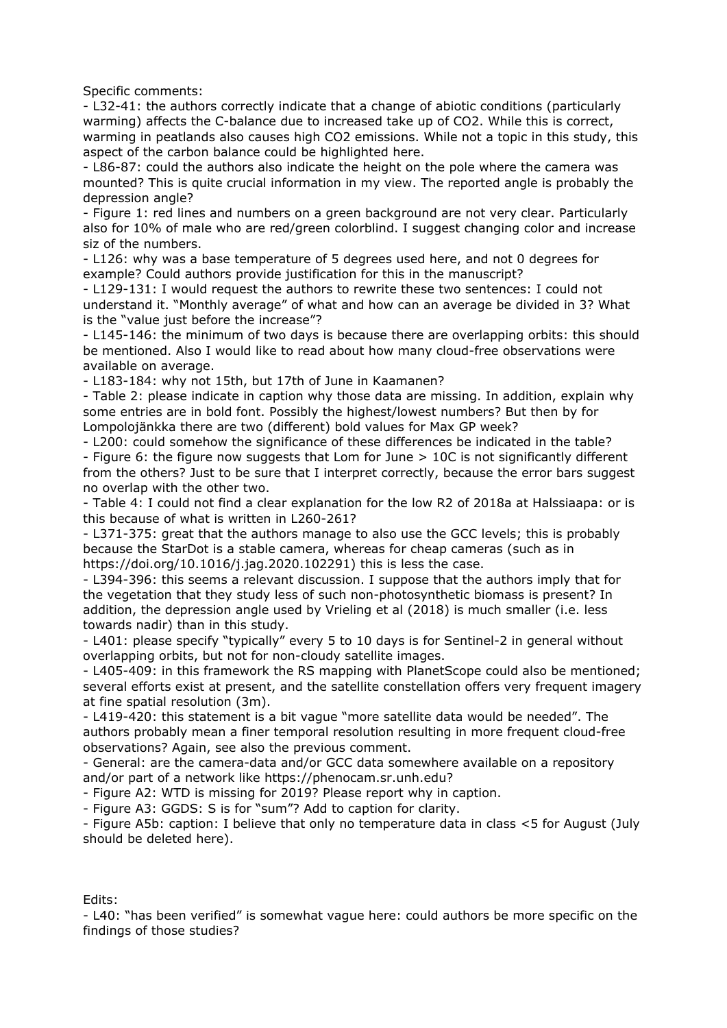Specific comments:

- L32-41: the authors correctly indicate that a change of abiotic conditions (particularly warming) affects the C-balance due to increased take up of $CO_2$. While this is correct, warming in peatlands also causes high $CO_2$ emissions. While not a topic in this study, this aspect of the carbon balance could be highlighted here.
- L86-87: could the authors also indicate the height on the pole where the camera was mounted? This is quite crucial information in my view. The reported angle is probably the depression angle?
- Figure 1: red lines and numbers on a green background are not very clear. Particularly also for 10% of male who are red/green colorblind. I suggest changing color and increase siz of the numbers.
- L126: why was a base temperature of 5 degrees used here, and not 0 degrees for example? Could authors provide justification for this in the manuscript?
- L129-131: I would request the authors to rewrite these two sentences: I could not understand it. "Monthly average" of what and how can an average be divided in 3? What is the "value just before the increase"?
- L145-146: the minimum of two days is because there are overlapping orbits: this should be mentioned. Also I would like to read about how many cloud-free observations were available on average.
- L183-184: why not 15th, but 17th of June in Kaamanen?
- Table 2: please indicate in caption why those data are missing. In addition, explain why some entries are in bold font. Possibly the highest/lowest numbers? But then by for Lompolojänkka there are two (different) bold values for Max GP week?
- L200: could somehow the significance of these differences be indicated in the table?
- Figure 6: the figure now suggests that Lom for June > 10C is not significantly different from the others? Just to be sure that I interpret correctly, because the error bars suggest no overlap with the other two.
- Table 4: I could not find a clear explanation for the low R2 of 2018a at Halssiaapa: or is this because of what is written in L260-261?
- L371-375: great that the authors manage to also use the GCC levels; this is probably because the StarDot is a stable camera, whereas for cheap cameras (such as in https://doi.org/10.1016/j.jag.2020.102291) this is less the case.
- L394-396: this seems a relevant discussion. I suppose that the authors imply that for the vegetation that they study less of such non-photosynthetic biomass is present? In addition, the depression angle used by Vrieling et al (2018) is much smaller (i.e. less towards nadir) than in this study.
- L401: please specify "typically" every 5 to 10 days is for Sentinel-2 in general without overlapping orbits, but not for non-cloudy satellite images.
- L405-409: in this framework the RS mapping with PlanetScope could also be mentioned; several efforts exist at present, and the satellite constellation offers very frequent imagery at fine spatial resolution (3m).
- L419-420: this statement is a bit vague "more satellite data would be needed". The authors probably mean a finer temporal resolution resulting in more frequent cloud-free observations? Again, see also the previous comment.
- General: are the camera-data and/or GCC data somewhere available on a repository and/or part of a network like https://phenocam.sr.unh.edu?
- Figure A2: WTD is missing for 2019? Please report why in caption.
- Figure A3: GGDS: S is for "sum"? Add to caption for clarity.
- Figure A5b: caption: I believe that only no temperature data in class <5 for August (July should be deleted here).

Edits:

- L40: "has been verified" is somewhat vague here: could authors be more specific on the findings of those studies?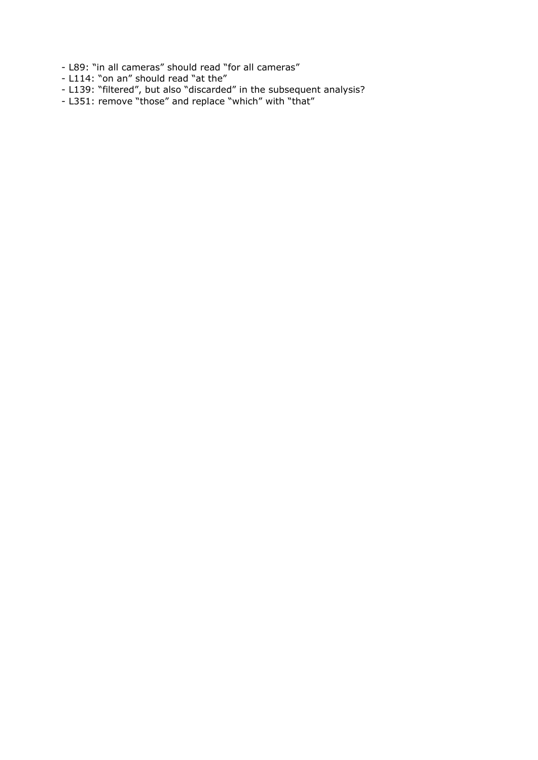- L89: "in all cameras" should read "for all cameras"
- L114: "on an" should read "at the"
- L139: "filtered", but also "discarded" in the subsequent analysis?
- L351: remove "those" and replace "which" with "that"